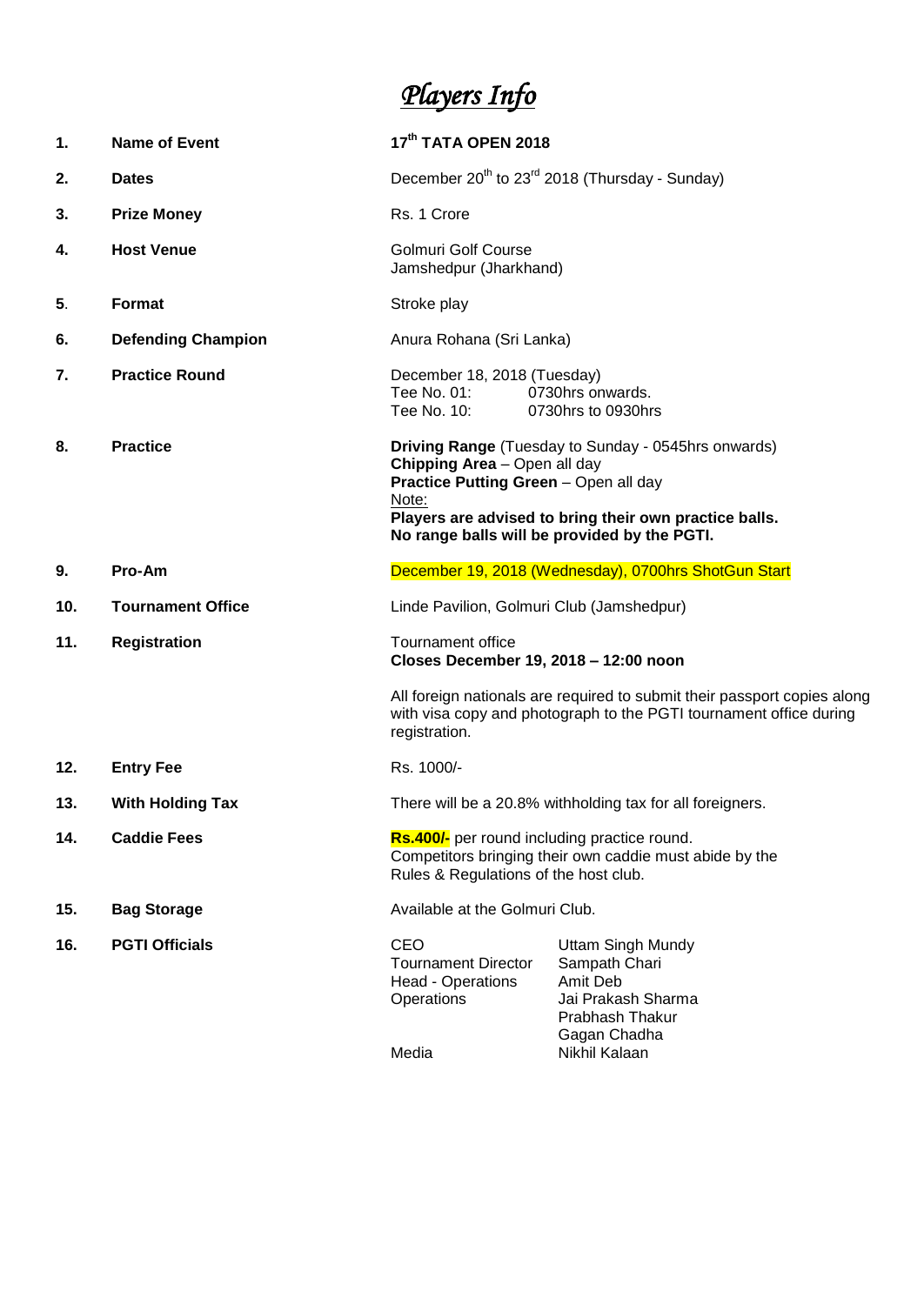# *Players Info*

| | | |
|---|---|---|
| **1.** | **Name of Event** | **17th TATA OPEN 2018** |
| **2.** | **Dates** | December 20th to 23rd 2018 (Thursday - Sunday) |
| **3.** | **Prize Money** | Rs. 1 Crore |
| **4.** | **Host Venue** | Golmuri Golf Course<br>Jamshedpur (Jharkhand) |
| **5.** | **Format** | Stroke play |
| **6.** | **Defending Champion** | Anura Rohana (Sri Lanka) |
| **7.** | **Practice Round** | December 18, 2018 (Tuesday)<br>Tee No. 01: 0730hrs onwards.<br>Tee No. 10: 0730hrs to 0930hrs |
| **8.** | **Practice** | **Driving Range** (Tuesday to Sunday - 0545hrs onwards)<br>**Chipping Area** – Open all day<br>**Practice Putting Green** – Open all day<br>Note:<br>**Players are advised to bring their own practice balls.**<br>**No range balls will be provided by the PGTI.** |
| **9.** | **Pro-Am** | December 19, 2018 (Wednesday), 0700hrs ShotGun Start |
| **10.** | **Tournament Office** | Linde Pavilion, Golmuri Club (Jamshedpur) |
| **11.** | **Registration** | Tournament office<br>**Closes December 19, 2018 – 12:00 noon**<br><br>All foreign nationals are required to submit their passport copies along with visa copy and photograph to the PGTI tournament office during registration. |
| **12.** | **Entry Fee** | Rs. 1000/- |
| **13.** | **With Holding Tax** | There will be a 20.8% withholding tax for all foreigners. |
| **14.** | **Caddie Fees** | **Rs.400/-** per round including practice round.<br>Competitors bringing their own caddie must abide by the Rules & Regulations of the host club. |
| **15.** | **Bag Storage** | Available at the Golmuri Club. |
| **16.** | **PGTI Officials** | CEO – Uttam Singh Mundy<br>Tournament Director – Sampath Chari<br>Head - Operations – Amit Deb<br>Operations – Jai Prakash Sharma, Prabhash Thakur, Gagan Chadha<br>Media – Nikhil Kalaan |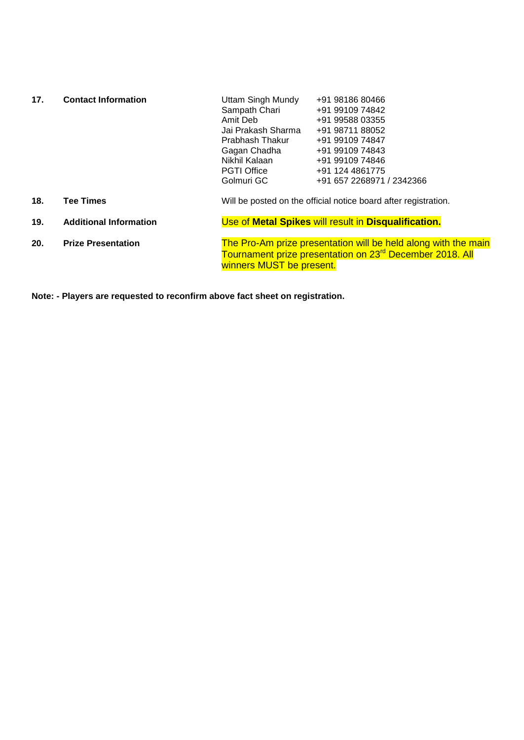| | | | |
|---|---|---|---|
| **17.** | **Contact Information** | Uttam Singh Mundy | +91 98186 80466 |
| | | Sampath Chari | +91 99109 74842 |
| | | Amit Deb | +91 99588 03355 |
| | | Jai Prakash Sharma | +91 98711 88052 |
| | | Prabhash Thakur | +91 99109 74847 |
| | | Gagan Chadha | +91 99109 74843 |
| | | Nikhil Kalaan | +91 99109 74846 |
| | | PGTI Office | +91 124 4861775 |
| | | Golmuri GC | +91 657 2268971 / 2342366 |
| **18.** | **Tee Times** | Will be posted on the official notice board after registration. | |
| **19.** | **Additional Information** | Use of **Metal Spikes** will result in **Disqualification.** | |
| **20.** | **Prize Presentation** | The Pro-Am prize presentation will be held along with the main Tournament prize presentation on 23rd December 2018. All winners MUST be present. | |

**Note: - Players are requested to reconfirm above fact sheet on registration.**